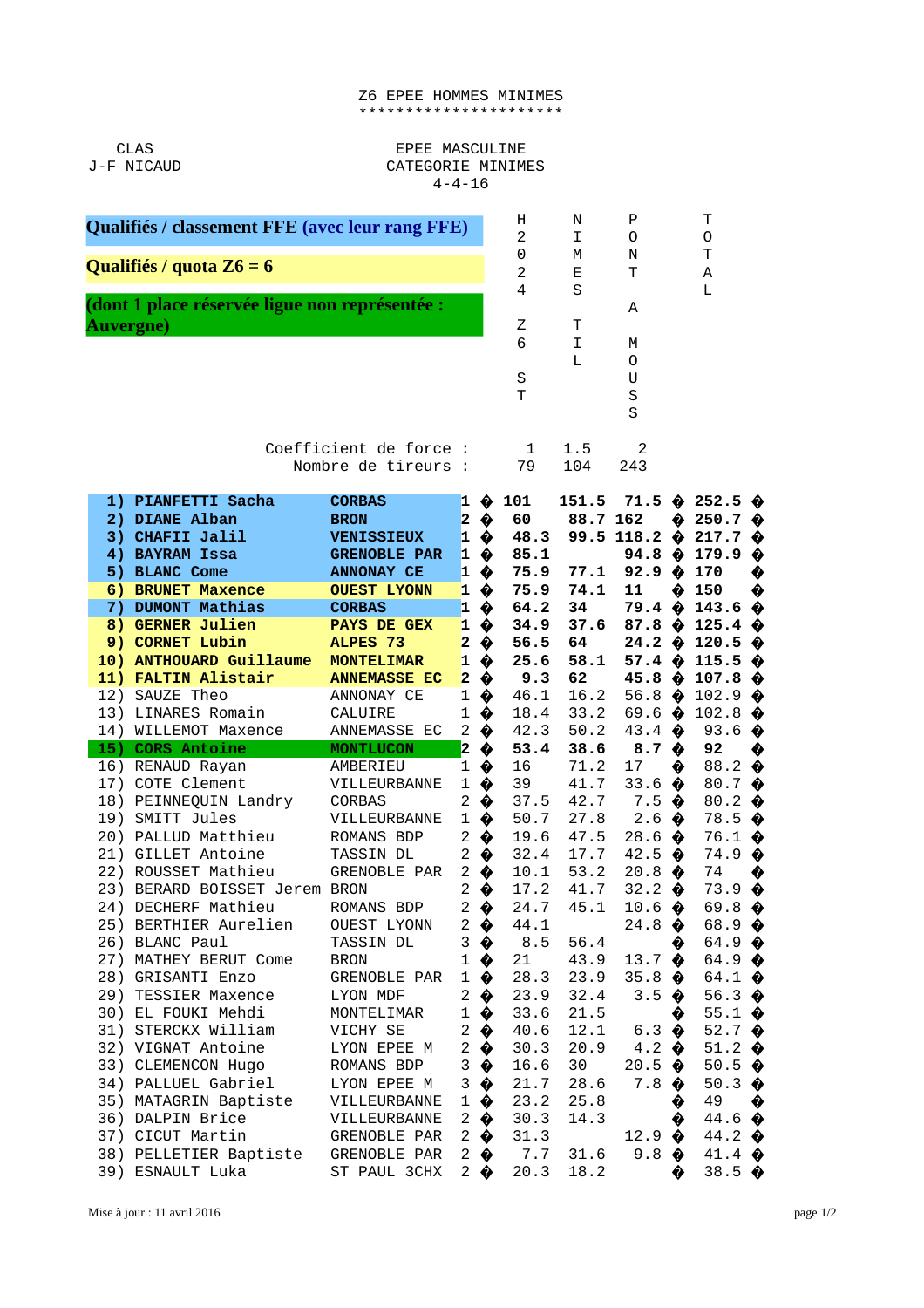# Z6 EPEE HOMMES MINIMES

**********************

CLAS
J-F NICAUD

EPEE MASCULINE
CATEGORIE MINIMES
4-4-16

**Qualifiés / classement FFE (avec leur rang FFE)**

**Qualifiés / quota Z6 = 6**

**(dont 1 place réservée ligue non représentée : Auvergne)**

| Rang | Nom | Club | | H2024 Z6 ST | NIMES TIL | PONT A MOUSS | TOTAL |
|---|---|---|---|---|---|---|---|
| | | | Coefficient de force : | 1 | 1.5 | 2 | |
| | | | Nombre de tireurs : | 79 | 104 | 243 | |
| **1)** | **PIANFETTI Sacha** | **CORBAS** | **1** | **101** | **151.5** | **71.5** | **252.5** |
| **2)** | **DIANE Alban** | **BRON** | **2** | **60** | **88.7** | **162** | **250.7** |
| **3)** | **CHAFII Jalil** | **VENISSIEUX** | **1** | **48.3** | **99.5** | **118.2** | **217.7** |
| **4)** | **BAYRAM Issa** | **GRENOBLE PAR** | **1** | **85.1** | | **94.8** | **179.9** |
| **5)** | **BLANC Come** | **ANNONAY CE** | **1** | **75.9** | **77.1** | **92.9** | **170** |
| **6)** | **BRUNET Maxence** | **OUEST LYONN** | **1** | **75.9** | **74.1** | **11** | **150** |
| **7)** | **DUMONT Mathias** | **CORBAS** | **1** | **64.2** | **34** | **79.4** | **143.6** |
| **8)** | **GERNER Julien** | **PAYS DE GEX** | **1** | **34.9** | **37.6** | **87.8** | **125.4** |
| **9)** | **CORNET Lubin** | **ALPES 73** | **2** | **56.5** | **64** | **24.2** | **120.5** |
| **10)** | **ANTHOUARD Guillaume** | **MONTELIMAR** | **1** | **25.6** | **58.1** | **57.4** | **115.5** |
| **11)** | **FALTIN Alistair** | **ANNEMASSE EC** | **2** | **9.3** | **62** | **45.8** | **107.8** |
| 12) | SAUZE Theo | ANNONAY CE | 1 | 46.1 | 16.2 | 56.8 | 102.9 |
| 13) | LINARES Romain | CALUIRE | 1 | 18.4 | 33.2 | 69.6 | 102.8 |
| 14) | WILLEMOT Maxence | ANNEMASSE EC | 2 | 42.3 | 50.2 | 43.4 | 93.6 |
| **15)** | **CORS Antoine** | **MONTLUCON** | **2** | **53.4** | **38.6** | **8.7** | **92** |
| 16) | RENAUD Rayan | AMBERIEU | 1 | 16 | 71.2 | 17 | 88.2 |
| 17) | COTE Clement | VILLEURBANNE | 1 | 39 | 41.7 | 33.6 | 80.7 |
| 18) | PEINNEQUIN Landry | CORBAS | 2 | 37.5 | 42.7 | 7.5 | 80.2 |
| 19) | SMITT Jules | VILLEURBANNE | 1 | 50.7 | 27.8 | 2.6 | 78.5 |
| 20) | PALLUD Matthieu | ROMANS BDP | 2 | 19.6 | 47.5 | 28.6 | 76.1 |
| 21) | GILLET Antoine | TASSIN DL | 2 | 32.4 | 17.7 | 42.5 | 74.9 |
| 22) | ROUSSET Mathieu | GRENOBLE PAR | 2 | 10.1 | 53.2 | 20.8 | 74 |
| 23) | BERARD BOISSET Jerem | BRON | 2 | 17.2 | 41.7 | 32.2 | 73.9 |
| 24) | DECHERF Mathieu | ROMANS BDP | 2 | 24.7 | 45.1 | 10.6 | 69.8 |
| 25) | BERTHIER Aurelien | OUEST LYONN | 2 | 44.1 | | 24.8 | 68.9 |
| 26) | BLANC Paul | TASSIN DL | 3 | 8.5 | 56.4 | | 64.9 |
| 27) | MATHEY BERUT Come | BRON | 1 | 21 | 43.9 | 13.7 | 64.9 |
| 28) | GRISANTI Enzo | GRENOBLE PAR | 1 | 28.3 | 23.9 | 35.8 | 64.1 |
| 29) | TESSIER Maxence | LYON MDF | 2 | 23.9 | 32.4 | 3.5 | 56.3 |
| 30) | EL FOUKI Mehdi | MONTELIMAR | 1 | 33.6 | 21.5 | | 55.1 |
| 31) | STERCKX William | VICHY SE | 2 | 40.6 | 12.1 | 6.3 | 52.7 |
| 32) | VIGNAT Antoine | LYON EPEE M | 2 | 30.3 | 20.9 | 4.2 | 51.2 |
| 33) | CLEMENCON Hugo | ROMANS BDP | 3 | 16.6 | 30 | 20.5 | 50.5 |
| 34) | PALLUEL Gabriel | LYON EPEE M | 3 | 21.7 | 28.6 | 7.8 | 50.3 |
| 35) | MATAGRIN Baptiste | VILLEURBANNE | 1 | 23.2 | 25.8 | | 49 |
| 36) | DALPIN Brice | VILLEURBANNE | 2 | 30.3 | 14.3 | | 44.6 |
| 37) | CICUT Martin | GRENOBLE PAR | 2 | 31.3 | | 12.9 | 44.2 |
| 38) | PELLETIER Baptiste | GRENOBLE PAR | 2 | 7.7 | 31.6 | 9.8 | 41.4 |
| 39) | ESNAULT Luka | ST PAUL 3CHX | 2 | 20.3 | 18.2 | | 38.5 |

Mise à jour : 11 avril 2016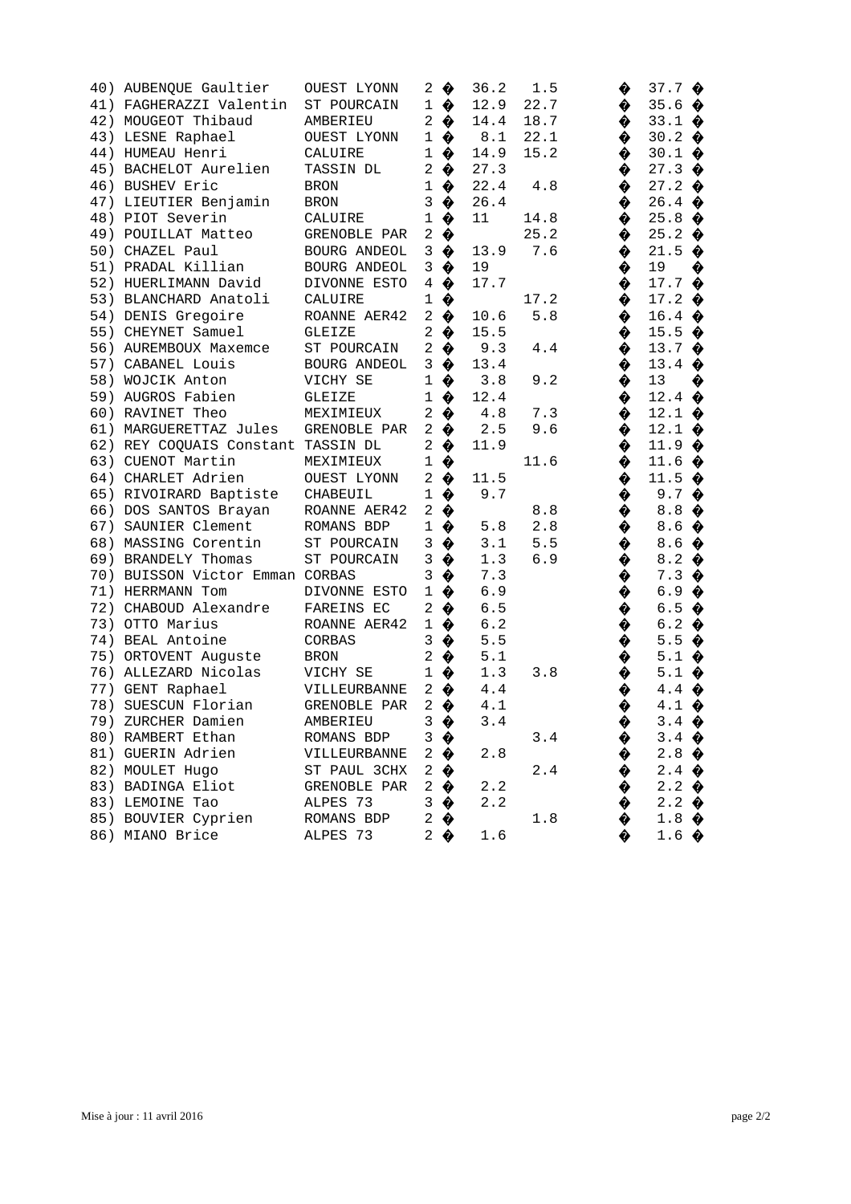| | | | | | | | | |
|---|---|---|---|---|---|---|---|---|
| 40) | AUBENQUE Gaultier | OUEST LYONN | 2 | � | 36.2 | 1.5 | � | 37.7 � |
| 41) | FAGHERAZZI Valentin | ST POURCAIN | 1 | � | 12.9 | 22.7 | � | 35.6 � |
| 42) | MOUGEOT Thibaud | AMBERIEU | 2 | � | 14.4 | 18.7 | � | 33.1 � |
| 43) | LESNE Raphael | OUEST LYONN | 1 | � | 8.1 | 22.1 | � | 30.2 � |
| 44) | HUMEAU Henri | CALUIRE | 1 | � | 14.9 | 15.2 | � | 30.1 � |
| 45) | BACHELOT Aurelien | TASSIN DL | 2 | � | 27.3 | | � | 27.3 � |
| 46) | BUSHEV Eric | BRON | 1 | � | 22.4 | 4.8 | � | 27.2 � |
| 47) | LIEUTIER Benjamin | BRON | 3 | � | 26.4 | | � | 26.4 � |
| 48) | PIOT Severin | CALUIRE | 1 | � | 11 | 14.8 | � | 25.8 � |
| 49) | POUILLAT Matteo | GRENOBLE PAR | 2 | � | | 25.2 | � | 25.2 � |
| 50) | CHAZEL Paul | BOURG ANDEOL | 3 | � | 13.9 | 7.6 | � | 21.5 � |
| 51) | PRADAL Killian | BOURG ANDEOL | 3 | � | 19 | | � | 19 � |
| 52) | HUERLIMANN David | DIVONNE ESTO | 4 | � | 17.7 | | � | 17.7 � |
| 53) | BLANCHARD Anatoli | CALUIRE | 1 | � | | 17.2 | � | 17.2 � |
| 54) | DENIS Gregoire | ROANNE AER42 | 2 | � | 10.6 | 5.8 | � | 16.4 � |
| 55) | CHEYNET Samuel | GLEIZE | 2 | � | 15.5 | | � | 15.5 � |
| 56) | AUREMBOUX Maxemce | ST POURCAIN | 2 | � | 9.3 | 4.4 | � | 13.7 � |
| 57) | CABANEL Louis | BOURG ANDEOL | 3 | � | 13.4 | | � | 13.4 � |
| 58) | WOJCIK Anton | VICHY SE | 1 | � | 3.8 | 9.2 | � | 13 � |
| 59) | AUGROS Fabien | GLEIZE | 1 | � | 12.4 | | � | 12.4 � |
| 60) | RAVINET Theo | MEXIMIEUX | 2 | � | 4.8 | 7.3 | � | 12.1 � |
| 61) | MARGUERETTAZ Jules | GRENOBLE PAR | 2 | � | 2.5 | 9.6 | � | 12.1 � |
| 62) | REY COQUAIS Constant | TASSIN DL | 2 | � | 11.9 | | � | 11.9 � |
| 63) | CUENOT Martin | MEXIMIEUX | 1 | � | | 11.6 | � | 11.6 � |
| 64) | CHARLET Adrien | OUEST LYONN | 2 | � | 11.5 | | � | 11.5 � |
| 65) | RIVOIRARD Baptiste | CHABEUIL | 1 | � | 9.7 | | � | 9.7 � |
| 66) | DOS SANTOS Brayan | ROANNE AER42 | 2 | � | | 8.8 | � | 8.8 � |
| 67) | SAUNIER Clement | ROMANS BDP | 1 | � | 5.8 | 2.8 | � | 8.6 � |
| 68) | MASSING Corentin | ST POURCAIN | 3 | � | 3.1 | 5.5 | � | 8.6 � |
| 69) | BRANDELY Thomas | ST POURCAIN | 3 | � | 1.3 | 6.9 | � | 8.2 � |
| 70) | BUISSON Victor Emman | CORBAS | 3 | � | 7.3 | | � | 7.3 � |
| 71) | HERRMANN Tom | DIVONNE ESTO | 1 | � | 6.9 | | � | 6.9 � |
| 72) | CHABOUD Alexandre | FAREINS EC | 2 | � | 6.5 | | � | 6.5 � |
| 73) | OTTO Marius | ROANNE AER42 | 1 | � | 6.2 | | � | 6.2 � |
| 74) | BEAL Antoine | CORBAS | 3 | � | 5.5 | | � | 5.5 � |
| 75) | ORTOVENT Auguste | BRON | 2 | � | 5.1 | | � | 5.1 � |
| 76) | ALLEZARD Nicolas | VICHY SE | 1 | � | 1.3 | 3.8 | � | 5.1 � |
| 77) | GENT Raphael | VILLEURBANNE | 2 | � | 4.4 | | � | 4.4 � |
| 78) | SUESCUN Florian | GRENOBLE PAR | 2 | � | 4.1 | | � | 4.1 � |
| 79) | ZURCHER Damien | AMBERIEU | 3 | � | 3.4 | | � | 3.4 � |
| 80) | RAMBERT Ethan | ROMANS BDP | 3 | � | | 3.4 | � | 3.4 � |
| 81) | GUERIN Adrien | VILLEURBANNE | 2 | � | 2.8 | | � | 2.8 � |
| 82) | MOULET Hugo | ST PAUL 3CHX | 2 | � | | 2.4 | � | 2.4 � |
| 83) | BADINGA Eliot | GRENOBLE PAR | 2 | � | 2.2 | | � | 2.2 � |
| 83) | LEMOINE Tao | ALPES 73 | 3 | � | 2.2 | | � | 2.2 � |
| 85) | BOUVIER Cyprien | ROMANS BDP | 2 | � | | 1.8 | � | 1.8 � |
| 86) | MIANO Brice | ALPES 73 | 2 | � | 1.6 | | � | 1.6 � |

Mise à jour : 11 avril 2016